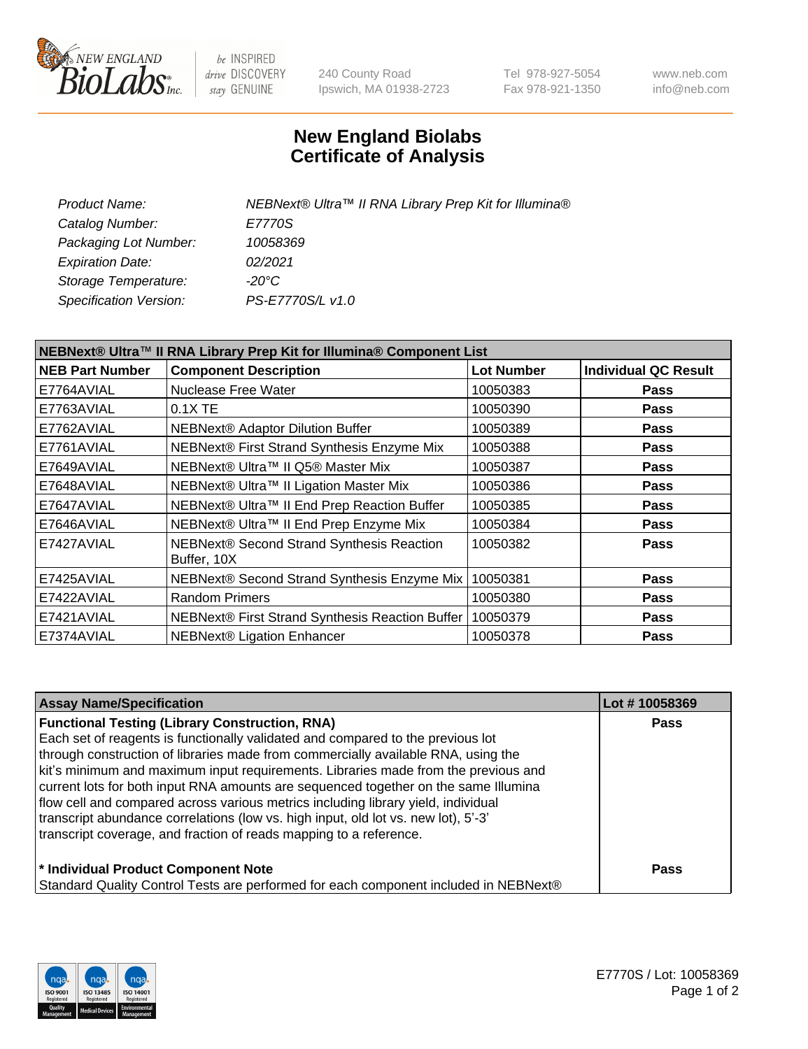# New England Biolabs
# Certificate of Analysis

| | |
|---|---|
| *Product Name:* | *NEBNext® Ultra™ II RNA Library Prep Kit for Illumina®* |
| *Catalog Number:* | *E7770S* |
| *Packaging Lot Number:* | *10058369* |
| *Expiration Date:* | *02/2021* |
| *Storage Temperature:* | *-20°C* |
| *Specification Version:* | *PS-E7770S/L v1.0* |

**NEBNext® Ultra™ II RNA Library Prep Kit for Illumina® Component List**

| NEB Part Number | Component Description | Lot Number | Individual QC Result |
|---|---|---|---|
| E7764AVIAL | Nuclease Free Water | 10050383 | **Pass** |
| E7763AVIAL | 0.1X TE | 10050390 | **Pass** |
| E7762AVIAL | NEBNext® Adaptor Dilution Buffer | 10050389 | **Pass** |
| E7761AVIAL | NEBNext® First Strand Synthesis Enzyme Mix | 10050388 | **Pass** |
| E7649AVIAL | NEBNext® Ultra™ II Q5® Master Mix | 10050387 | **Pass** |
| E7648AVIAL | NEBNext® Ultra™ II Ligation Master Mix | 10050386 | **Pass** |
| E7647AVIAL | NEBNext® Ultra™ II End Prep Reaction Buffer | 10050385 | **Pass** |
| E7646AVIAL | NEBNext® Ultra™ II End Prep Enzyme Mix | 10050384 | **Pass** |
| E7427AVIAL | NEBNext® Second Strand Synthesis Reaction Buffer, 10X | 10050382 | **Pass** |
| E7425AVIAL | NEBNext® Second Strand Synthesis Enzyme Mix | 10050381 | **Pass** |
| E7422AVIAL | Random Primers | 10050380 | **Pass** |
| E7421AVIAL | NEBNext® First Strand Synthesis Reaction Buffer | 10050379 | **Pass** |
| E7374AVIAL | NEBNext® Ligation Enhancer | 10050378 | **Pass** |

| Assay Name/Specification | Lot # 10058369 |
|---|---|
| **Functional Testing (Library Construction, RNA)**<br>Each set of reagents is functionally validated and compared to the previous lot through construction of libraries made from commercially available RNA, using the kit's minimum and maximum input requirements. Libraries made from the previous and current lots for both input RNA amounts are sequenced together on the same Illumina flow cell and compared across various metrics including library yield, individual transcript abundance correlations (low vs. high input, old lot vs. new lot), 5'-3' transcript coverage, and fraction of reads mapping to a reference. | **Pass** |
| **\* Individual Product Component Note**<br>Standard Quality Control Tests are performed for each component included in NEBNext® | **Pass** |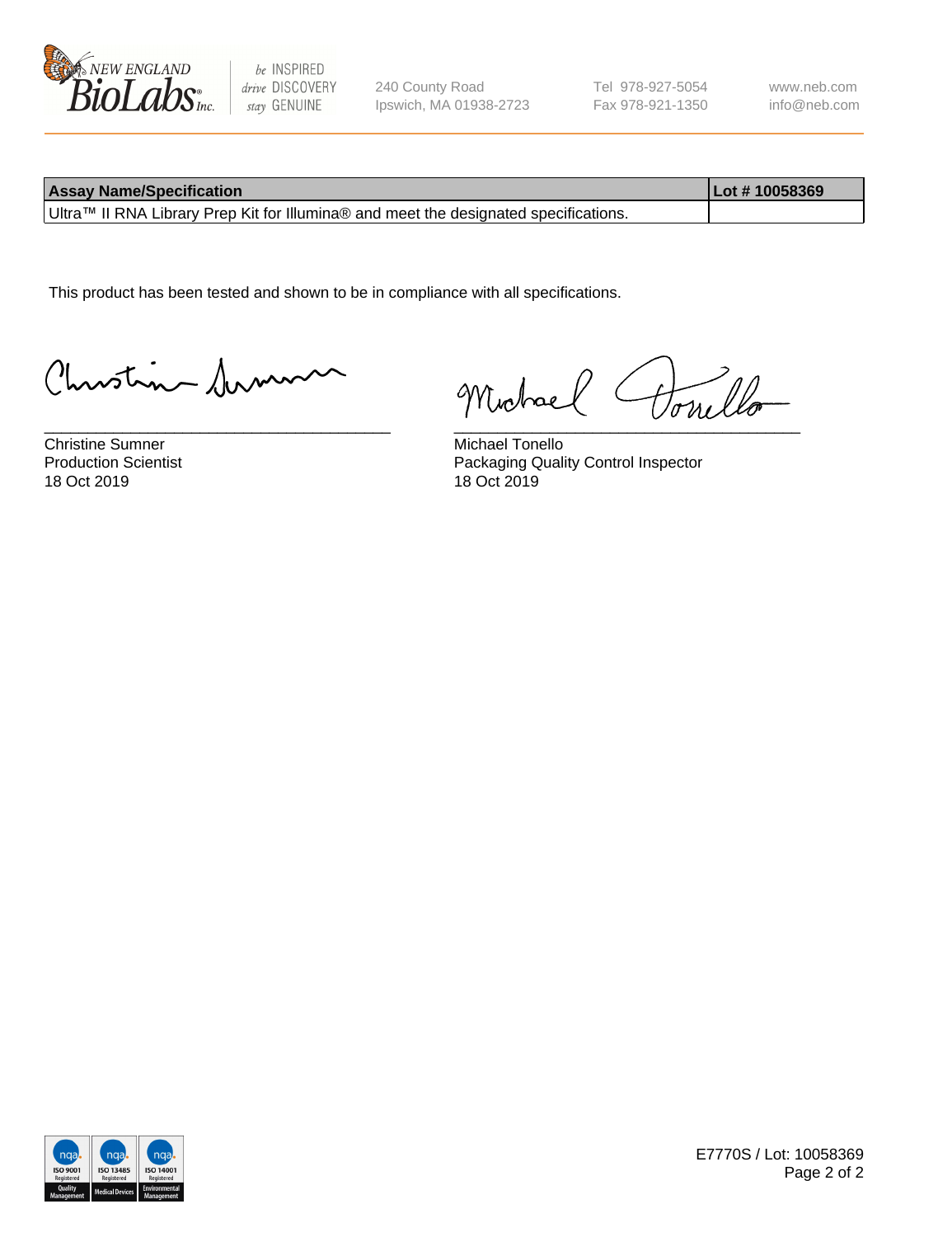| Assay Name/Specification | Lot # 10058369 |
| --- | --- |
| Ultra™ II RNA Library Prep Kit for Illumina® and meet the designated specifications. | |

This product has been tested and shown to be in compliance with all specifications.

Christine Sumner
Production Scientist
18 Oct 2019

Michael Tonello
Packaging Quality Control Inspector
18 Oct 2019

E7770S / Lot: 10058369